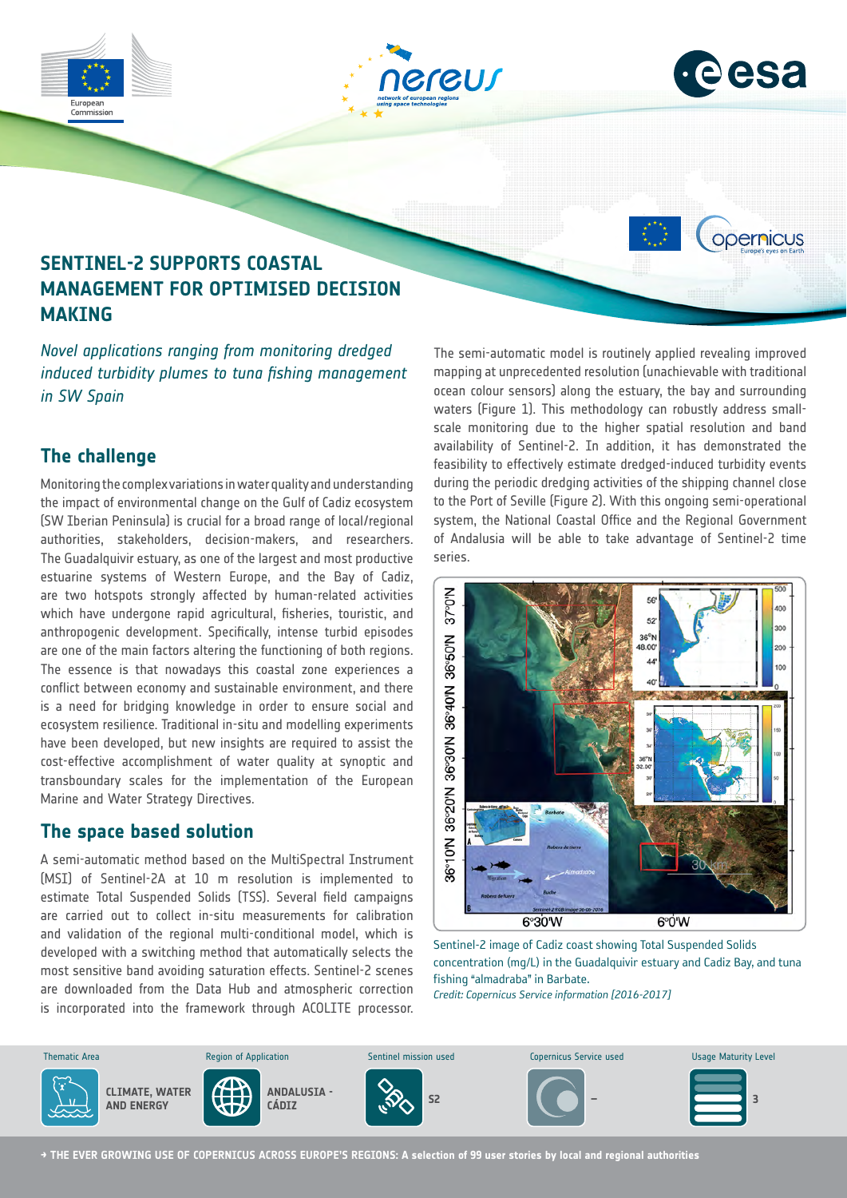# SENTINEL-2 SUPPORTS COASTAL MANAGEMENT FOR OPTIMISED DECISION MAKING

*Novel applications ranging from monitoring dredged induced turbidity plumes to tuna fishing management in SW Spain*

## The challenge

Monitoring the complex variations in water quality and understanding the impact of environmental change on the Gulf of Cadiz ecosystem (SW Iberian Peninsula) is crucial for a broad range of local/regional authorities, stakeholders, decision-makers, and researchers. The Guadalquivir estuary, as one of the largest and most productive estuarine systems of Western Europe, and the Bay of Cadiz, are two hotspots strongly affected by human-related activities which have undergone rapid agricultural, fisheries, touristic, and anthropogenic development. Specifically, intense turbid episodes are one of the main factors altering the functioning of both regions. The essence is that nowadays this coastal zone experiences a conflict between economy and sustainable environment, and there is a need for bridging knowledge in order to ensure social and ecosystem resilience. Traditional in-situ and modelling experiments have been developed, but new insights are required to assist the cost-effective accomplishment of water quality at synoptic and transboundary scales for the implementation of the European Marine and Water Strategy Directives.

## The space based solution

A semi-automatic method based on the MultiSpectral Instrument (MSI) of Sentinel-2A at 10 m resolution is implemented to estimate Total Suspended Solids (TSS). Several field campaigns are carried out to collect in-situ measurements for calibration and validation of the regional multi-conditional model, which is developed with a switching method that automatically selects the most sensitive band avoiding saturation effects. Sentinel-2 scenes are downloaded from the Data Hub and atmospheric correction is incorporated into the framework through ACOLITE processor.

The semi-automatic model is routinely applied revealing improved mapping at unprecedented resolution (unachievable with traditional ocean colour sensors) along the estuary, the bay and surrounding waters (Figure 1). This methodology can robustly address small-scale monitoring due to the higher spatial resolution and band availability of Sentinel-2. In addition, it has demonstrated the feasibility to effectively estimate dredged-induced turbidity events during the periodic dredging activities of the shipping channel close to the Port of Seville (Figure 2). With this ongoing semi-operational system, the National Coastal Office and the Regional Government of Andalusia will be able to take advantage of Sentinel-2 time series.

Sentinel-2 image of Cadiz coast showing Total Suspended Solids concentration (mg/L) in the Guadalquivir estuary and Cadiz Bay, and tuna fishing "almadraba" in Barbate.
*Credit: Copernicus Service information [2016-2017]*

| Thematic Area | Region of Application | Sentinel mission used | Copernicus Service used | Usage Maturity Level |
|---|---|---|---|---|
| CLIMATE, WATER AND ENERGY | ANDALUSIA - CÁDIZ | S2 | – | 3 |

→ THE EVER GROWING USE OF COPERNICUS ACROSS EUROPE'S REGIONS: A selection of 99 user stories by local and regional authorities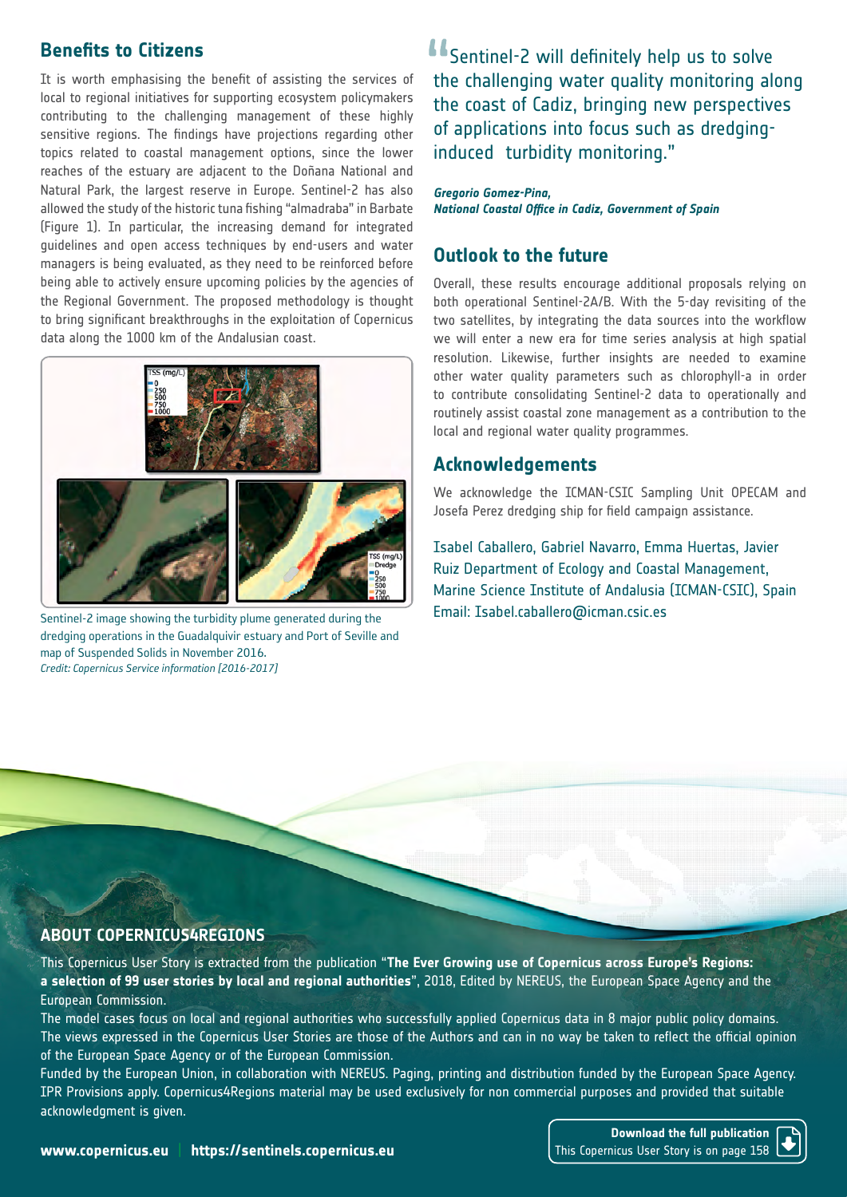## Benefits to Citizens

It is worth emphasising the benefit of assisting the services of local to regional initiatives for supporting ecosystem policymakers contributing to the challenging management of these highly sensitive regions. The findings have projections regarding other topics related to coastal management options, since the lower reaches of the estuary are adjacent to the Doñana National and Natural Park, the largest reserve in Europe. Sentinel-2 has also allowed the study of the historic tuna fishing "almadraba" in Barbate (Figure 1). In particular, the increasing demand for integrated guidelines and open access techniques by end-users and water managers is being evaluated, as they need to be reinforced before being able to actively ensure upcoming policies by the agencies of the Regional Government. The proposed methodology is thought to bring significant breakthroughs in the exploitation of Copernicus data along the 1000 km of the Andalusian coast.

TSS (mg/L)
0
250
500
750
1000

TSS (mg/L)
Dredge
0
250
500
750
1000

Sentinel-2 image showing the turbidity plume generated during the dredging operations in the Guadalquivir estuary and Port of Seville and map of Suspended Solids in November 2016.
*Credit: Copernicus Service information (2016-2017)*

> "Sentinel-2 will definitely help us to solve the challenging water quality monitoring along the coast of Cadiz, bringing new perspectives of applications into focus such as dredging-induced turbidity monitoring."

***Gregorio Gomez-Pina,***
***National Coastal Office in Cadiz, Government of Spain***

## Outlook to the future

Overall, these results encourage additional proposals relying on both operational Sentinel-2A/B. With the 5-day revisiting of the two satellites, by integrating the data sources into the workflow we will enter a new era for time series analysis at high spatial resolution. Likewise, further insights are needed to examine other water quality parameters such as chlorophyll-a in order to contribute consolidating Sentinel-2 data to operationally and routinely assist coastal zone management as a contribution to the local and regional water quality programmes.

## Acknowledgements

We acknowledge the ICMAN-CSIC Sampling Unit OPECAM and Josefa Perez dredging ship for field campaign assistance.

Isabel Caballero, Gabriel Navarro, Emma Huertas, Javier Ruiz Department of Ecology and Coastal Management, Marine Science Institute of Andalusia (ICMAN-CSIC), Spain
Email: Isabel.caballero@icman.csic.es

### ABOUT COPERNICUS4REGIONS

This Copernicus User Story is extracted from the publication "**The Ever Growing use of Copernicus across Europe's Regions: a selection of 99 user stories by local and regional authorities**", 2018, Edited by NEREUS, the European Space Agency and the European Commission.
The model cases focus on local and regional authorities who successfully applied Copernicus data in 8 major public policy domains. The views expressed in the Copernicus User Stories are those of the Authors and can in no way be taken to reflect the official opinion of the European Space Agency or of the European Commission.
Funded by the European Union, in collaboration with NEREUS. Paging, printing and distribution funded by the European Space Agency. IPR Provisions apply. Copernicus4Regions material may be used exclusively for non commercial purposes and provided that suitable acknowledgment is given.

**www.copernicus.eu** | **https://sentinels.copernicus.eu**

**Download the full publication**
This Copernicus User Story is on page 158